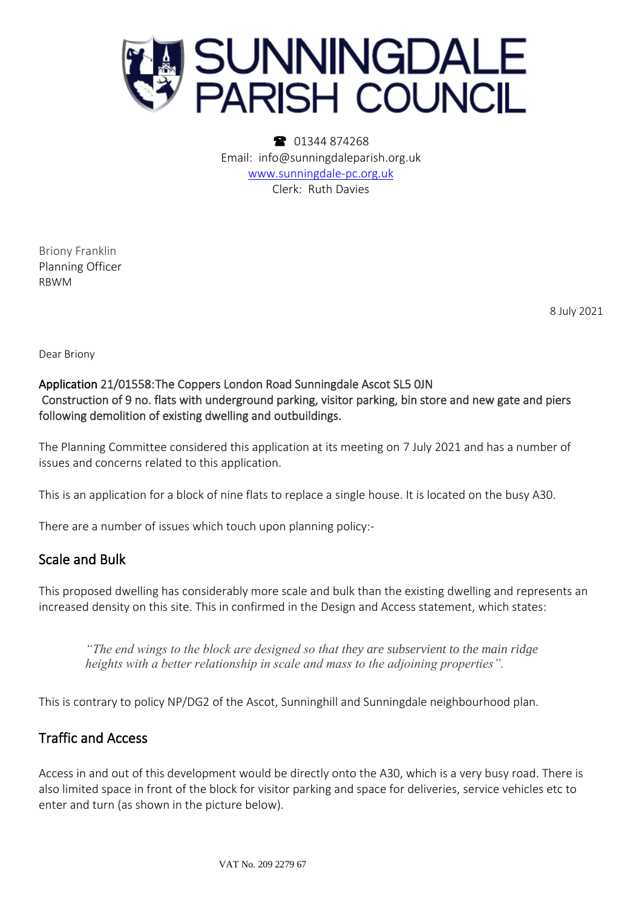# SUNNINGDALE PARISH COUNCIL

☎ 01344 874268
Email: info@sunningdaleparish.org.uk
www.sunningdale-pc.org.uk
Clerk: Ruth Davies

Briony Franklin
Planning Officer
RBWM

8 July 2021

Dear Briony

**Application 21/01558: The Coppers London Road Sunningdale Ascot SL5 0JN**
**Construction of 9 no. flats with underground parking, visitor parking, bin store and new gate and piers following demolition of existing dwelling and outbuildings.**

The Planning Committee considered this application at its meeting on 7 July 2021 and has a number of issues and concerns related to this application.

This is an application for a block of nine flats to replace a single house. It is located on the busy A30.

There are a number of issues which touch upon planning policy:-

## Scale and Bulk

This proposed dwelling has considerably more scale and bulk than the existing dwelling and represents an increased density on this site. This in confirmed in the Design and Access statement, which states:

> *"The end wings to the block are designed so that they are subservient to the main ridge heights with a better relationship in scale and mass to the adjoining properties".*

This is contrary to policy NP/DG2 of the Ascot, Sunninghill and Sunningdale neighbourhood plan.

## Traffic and Access

Access in and out of this development would be directly onto the A30, which is a very busy road. There is also limited space in front of the block for visitor parking and space for deliveries, service vehicles etc to enter and turn (as shown in the picture below).

VAT No. 209 2279 67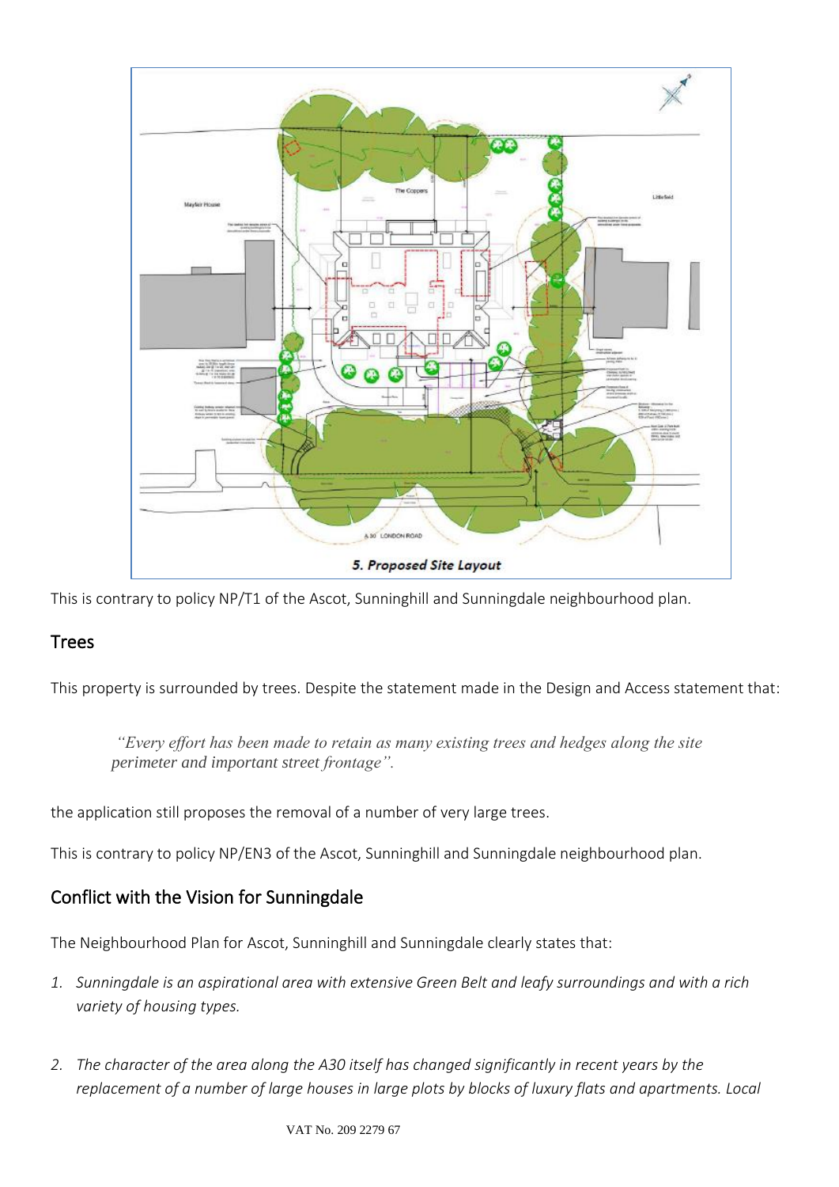5. Proposed Site Layout

This is contrary to policy NP/T1 of the Ascot, Sunninghill and Sunningdale neighbourhood plan.

## Trees

This property is surrounded by trees. Despite the statement made in the Design and Access statement that:

> *"Every effort has been made to retain as many existing trees and hedges along the site perimeter and important street frontage".*

the application still proposes the removal of a number of very large trees.

This is contrary to policy NP/EN3 of the Ascot, Sunninghill and Sunningdale neighbourhood plan.

## Conflict with the Vision for Sunningdale

The Neighbourhood Plan for Ascot, Sunninghill and Sunningdale clearly states that:

1. *Sunningdale is an aspirational area with extensive Green Belt and leafy surroundings and with a rich variety of housing types.*
2. *The character of the area along the A30 itself has changed significantly in recent years by the replacement of a number of large houses in large plots by blocks of luxury flats and apartments. Local*

VAT No. 209 2279 67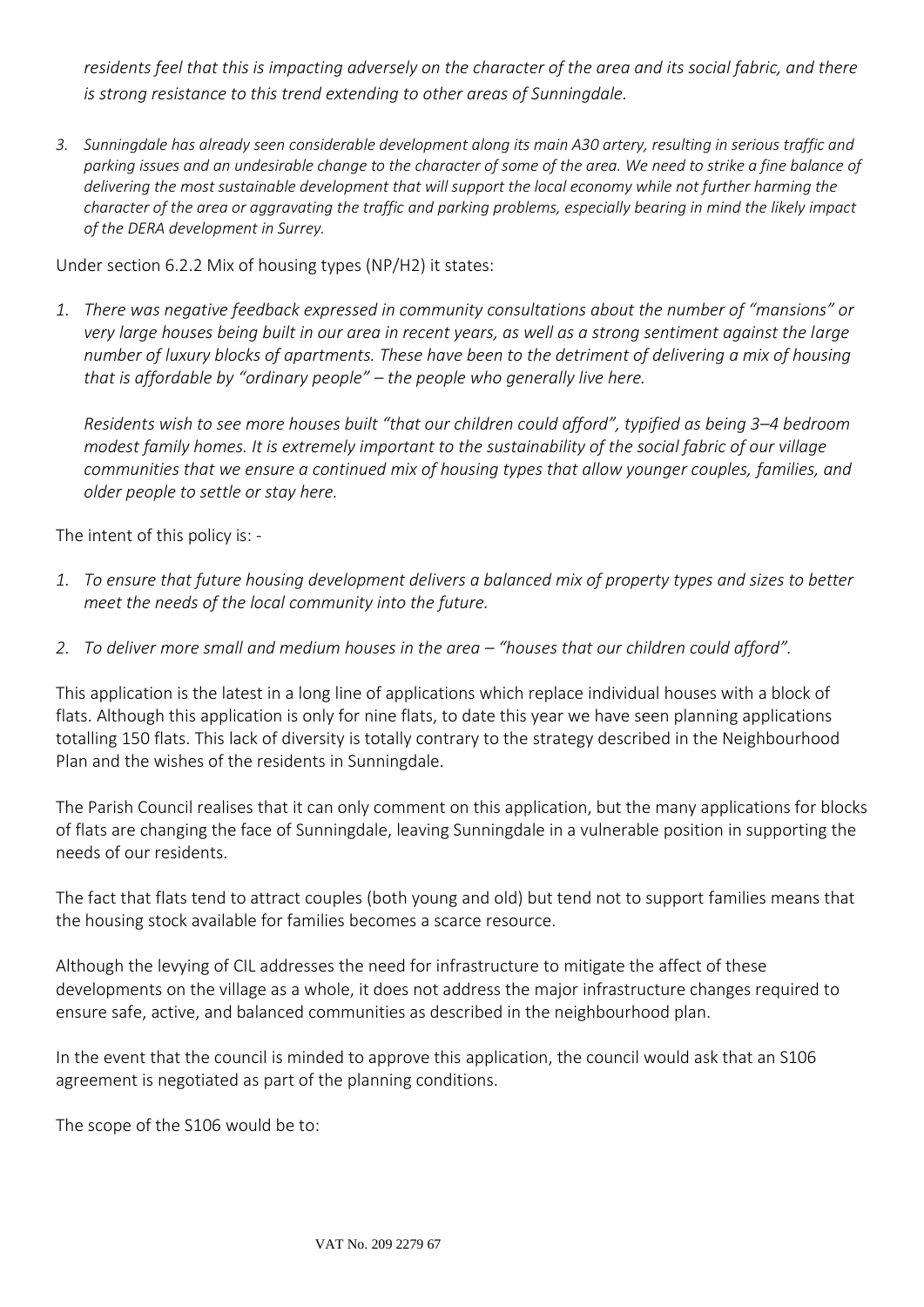*residents feel that this is impacting adversely on the character of the area and its social fabric, and there is strong resistance to this trend extending to other areas of Sunningdale.*

3. *Sunningdale has already seen considerable development along its main A30 artery, resulting in serious traffic and parking issues and an undesirable change to the character of some of the area. We need to strike a fine balance of delivering the most sustainable development that will support the local economy while not further harming the character of the area or aggravating the traffic and parking problems, especially bearing in mind the likely impact of the DERA development in Surrey.*

Under section 6.2.2 Mix of housing types (NP/H2) it states:

1. *There was negative feedback expressed in community consultations about the number of "mansions" or very large houses being built in our area in recent years, as well as a strong sentiment against the large number of luxury blocks of apartments. These have been to the detriment of delivering a mix of housing that is affordable by "ordinary people" – the people who generally live here.*

   *Residents wish to see more houses built "that our children could afford", typified as being 3–4 bedroom modest family homes. It is extremely important to the sustainability of the social fabric of our village communities that we ensure a continued mix of housing types that allow younger couples, families, and older people to settle or stay here.*

The intent of this policy is: -

1. *To ensure that future housing development delivers a balanced mix of property types and sizes to better meet the needs of the local community into the future.*
2. *To deliver more small and medium houses in the area – "houses that our children could afford".*

This application is the latest in a long line of applications which replace individual houses with a block of flats. Although this application is only for nine flats, to date this year we have seen planning applications totalling 150 flats. This lack of diversity is totally contrary to the strategy described in the Neighbourhood Plan and the wishes of the residents in Sunningdale.

The Parish Council realises that it can only comment on this application, but the many applications for blocks of flats are changing the face of Sunningdale, leaving Sunningdale in a vulnerable position in supporting the needs of our residents.

The fact that flats tend to attract couples (both young and old) but tend not to support families means that the housing stock available for families becomes a scarce resource.

Although the levying of CIL addresses the need for infrastructure to mitigate the affect of these developments on the village as a whole, it does not address the major infrastructure changes required to ensure safe, active, and balanced communities as described in the neighbourhood plan.

In the event that the council is minded to approve this application, the council would ask that an S106 agreement is negotiated as part of the planning conditions.

The scope of the S106 would be to: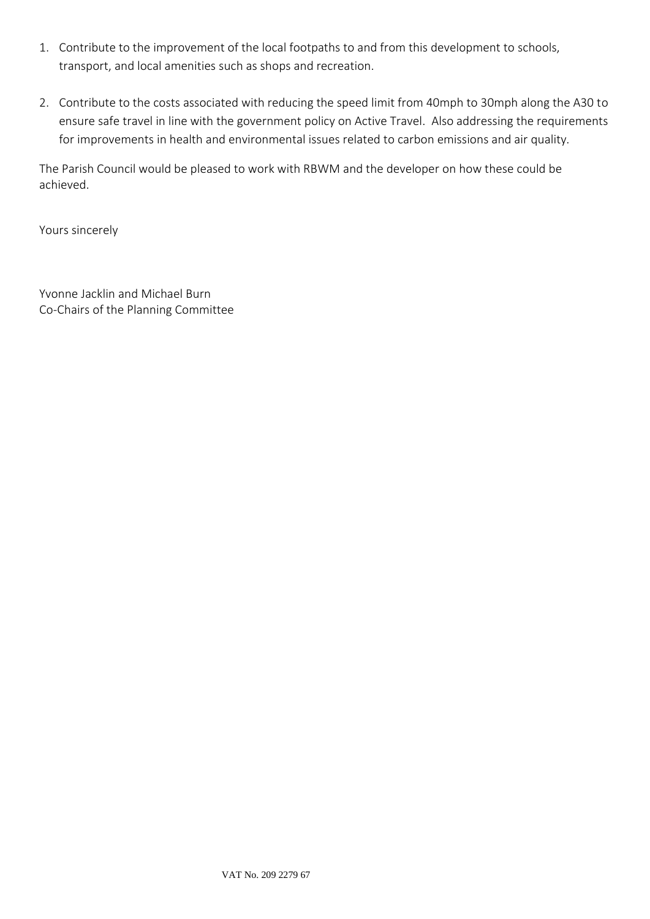1. Contribute to the improvement of the local footpaths to and from this development to schools, transport, and local amenities such as shops and recreation.

2. Contribute to the costs associated with reducing the speed limit from 40mph to 30mph along the A30 to ensure safe travel in line with the government policy on Active Travel. Also addressing the requirements for improvements in health and environmental issues related to carbon emissions and air quality.

The Parish Council would be pleased to work with RBWM and the developer on how these could be achieved.

Yours sincerely

Yvonne Jacklin and Michael Burn
Co-Chairs of the Planning Committee

VAT No. 209 2279 67